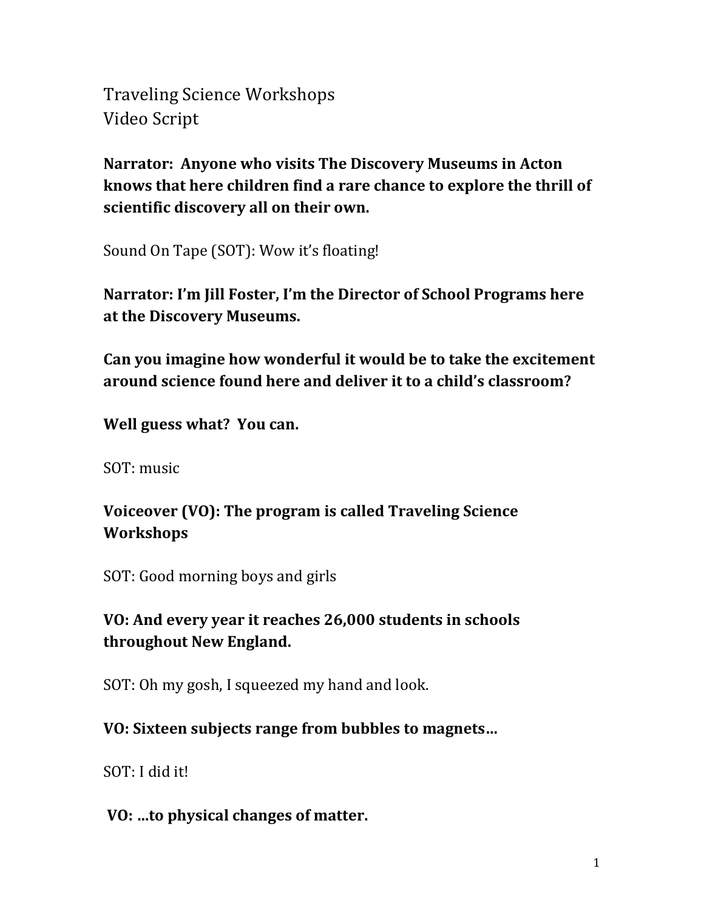Traveling Science Workshops
Video Script

**Narrator: Anyone who visits The Discovery Museums in Acton knows that here children find a rare chance to explore the thrill of scientific discovery all on their own.**

Sound On Tape (SOT): Wow it's floating!

**Narrator: I'm Jill Foster, I'm the Director of School Programs here at the Discovery Museums.**

**Can you imagine how wonderful it would be to take the excitement around science found here and deliver it to a child's classroom?**

**Well guess what? You can.**

SOT: music

**Voiceover (VO): The program is called Traveling Science Workshops**

SOT: Good morning boys and girls

**VO: And every year it reaches 26,000 students in schools throughout New England.**

SOT: Oh my gosh, I squeezed my hand and look.

**VO: Sixteen subjects range from bubbles to magnets…**

SOT: I did it!

**VO: …to physical changes of matter.**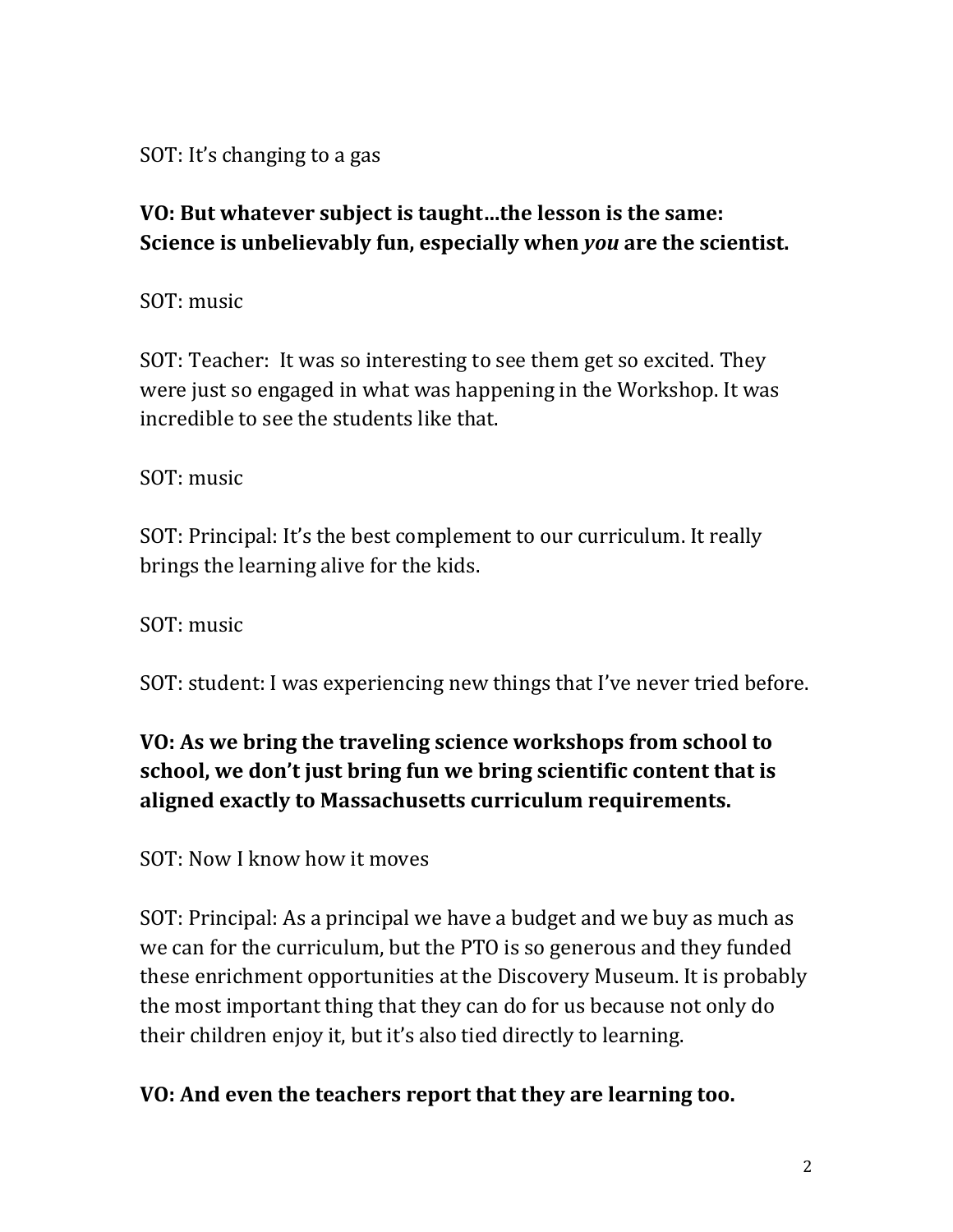SOT: It's changing to a gas

**VO: But whatever subject is taught…the lesson is the same: Science is unbelievably fun, especially when *you* are the scientist.**

SOT: music

SOT: Teacher: It was so interesting to see them get so excited. They were just so engaged in what was happening in the Workshop. It was incredible to see the students like that.

SOT: music

SOT: Principal: It's the best complement to our curriculum. It really brings the learning alive for the kids.

SOT: music

SOT: student: I was experiencing new things that I've never tried before.

**VO: As we bring the traveling science workshops from school to school, we don't just bring fun we bring scientific content that is aligned exactly to Massachusetts curriculum requirements.**

SOT: Now I know how it moves

SOT: Principal: As a principal we have a budget and we buy as much as we can for the curriculum, but the PTO is so generous and they funded these enrichment opportunities at the Discovery Museum. It is probably the most important thing that they can do for us because not only do their children enjoy it, but it's also tied directly to learning.

**VO: And even the teachers report that they are learning too.**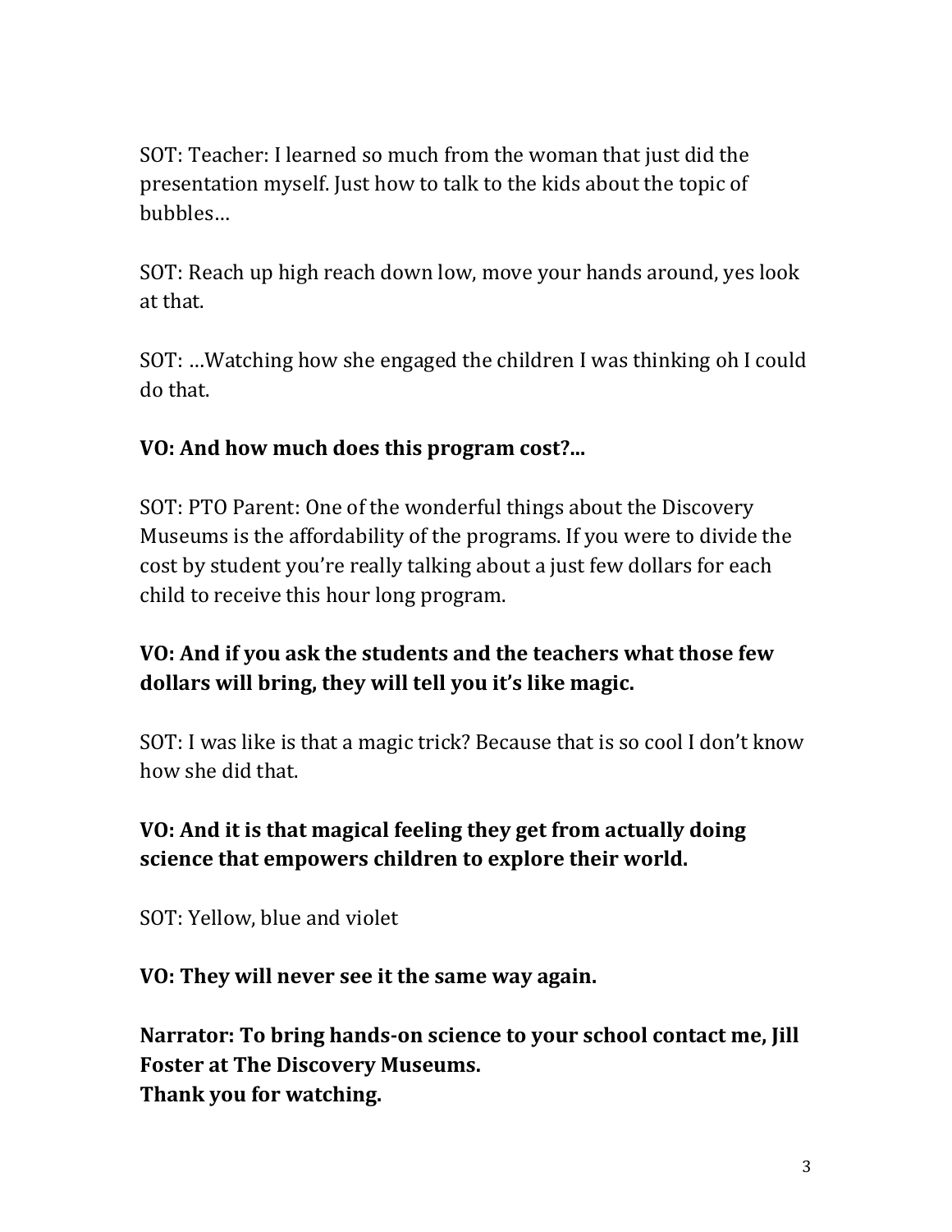SOT: Teacher: I learned so much from the woman that just did the presentation myself. Just how to talk to the kids about the topic of bubbles…

SOT: Reach up high reach down low, move your hands around, yes look at that.

SOT: …Watching how she engaged the children I was thinking oh I could do that.

**VO: And how much does this program cost?...**

SOT: PTO Parent: One of the wonderful things about the Discovery Museums is the affordability of the programs. If you were to divide the cost by student you're really talking about a just few dollars for each child to receive this hour long program.

**VO: And if you ask the students and the teachers what those few dollars will bring, they will tell you it's like magic.**

SOT: I was like is that a magic trick? Because that is so cool I don't know how she did that.

**VO: And it is that magical feeling they get from actually doing science that empowers children to explore their world.**

SOT: Yellow, blue and violet

**VO: They will never see it the same way again.**

**Narrator: To bring hands-on science to your school contact me, Jill Foster at The Discovery Museums.**
**Thank you for watching.**